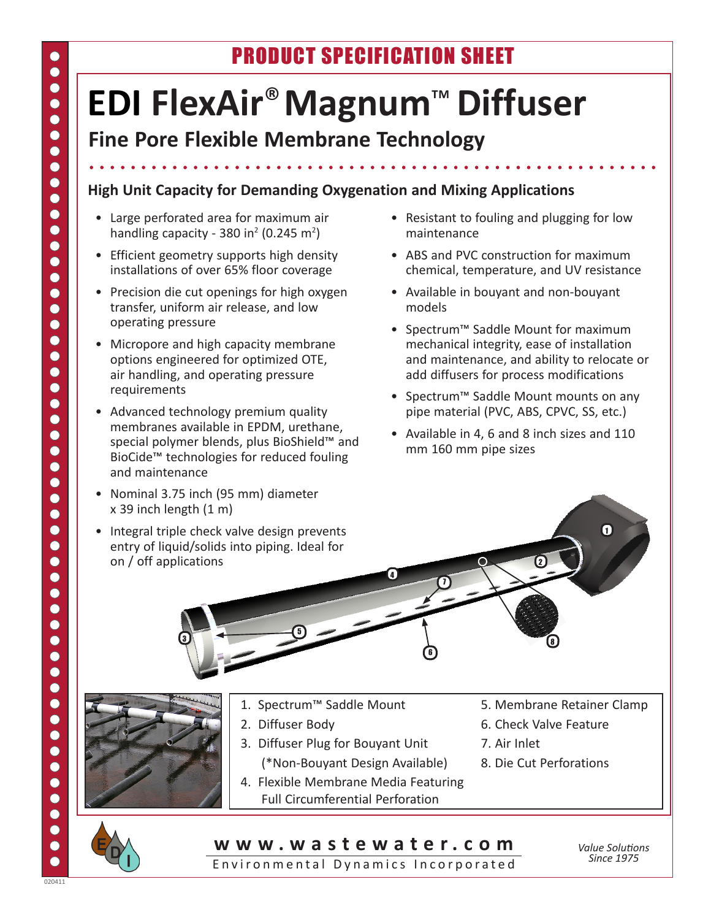PRODUCT SPECIFICATION SHEET

# EDI FlexAir® Magnum™ Diffuser

## Fine Pore Flexible Membrane Technology

### High Unit Capacity for Demanding Oxygenation and Mixing Applications

- Large perforated area for maximum air handling capacity - 380 $in^2$ (0.245 $m^2$)
- Efficient geometry supports high density installations of over 65% floor coverage
- Precision die cut openings for high oxygen transfer, uniform air release, and low operating pressure
- Micropore and high capacity membrane options engineered for optimized OTE, air handling, and operating pressure requirements
- Advanced technology premium quality membranes available in EPDM, urethane, special polymer blends, plus BioShield™ and BioCide™ technologies for reduced fouling and maintenance
- Nominal 3.75 inch (95 mm) diameter x 39 inch length (1 m)
- Integral triple check valve design prevents entry of liquid/solids into piping. Ideal for on / off applications
- Resistant to fouling and plugging for low maintenance
- ABS and PVC construction for maximum chemical, temperature, and UV resistance
- Available in bouyant and non-bouyant models
- Spectrum™ Saddle Mount for maximum mechanical integrity, ease of installation and maintenance, and ability to relocate or add diffusers for process modifications
- Spectrum™ Saddle Mount mounts on any pipe material (PVC, ABS, CPVC, SS, etc.)
- Available in 4, 6 and 8 inch sizes and 110 mm 160 mm pipe sizes

1. Spectrum™ Saddle Mount
2. Diffuser Body
3. Diffuser Plug for Bouyant Unit (*Non-Bouyant Design Available)
4. Flexible Membrane Media Featuring Full Circumferential Perforation
5. Membrane Retainer Clamp
6. Check Valve Feature
7. Air Inlet
8. Die Cut Perforations

www.wastewater.com

Environmental Dynamics Incorporated

*Value Solutions Since 1975*

020411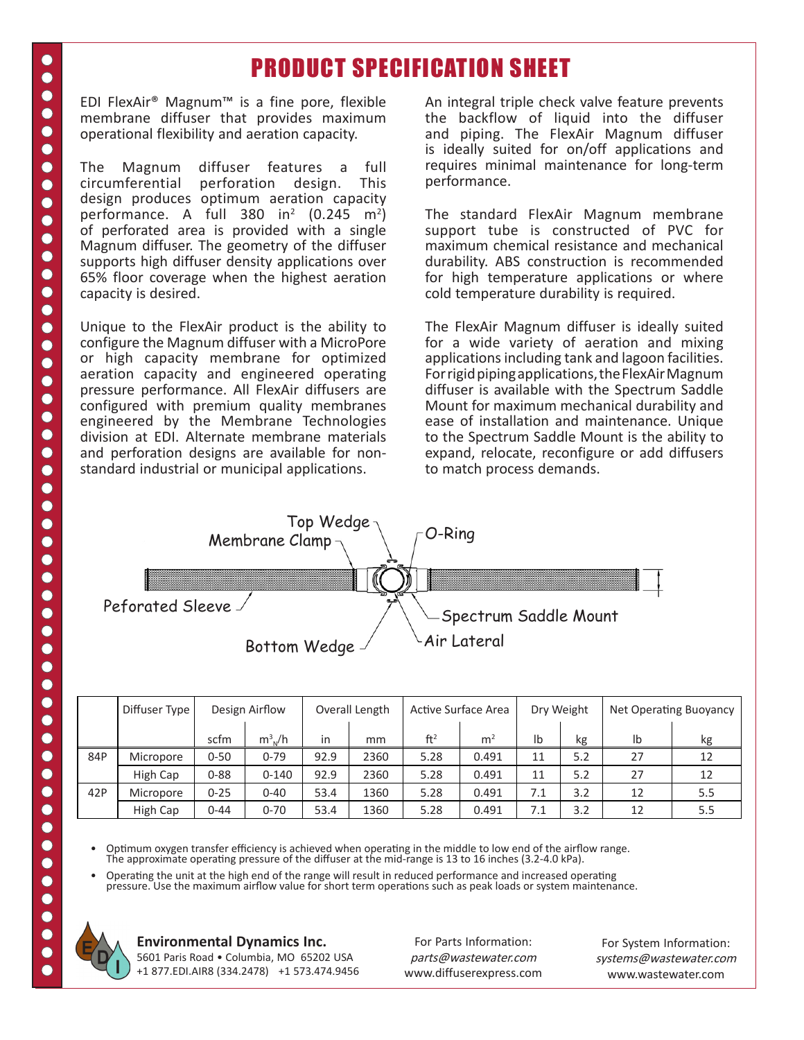# PRODUCT SPECIFICATION SHEET

EDI FlexAir® Magnum™ is a fine pore, flexible membrane diffuser that provides maximum operational flexibility and aeration capacity.

The Magnum diffuser features a full circumferential perforation design. This design produces optimum aeration capacity performance. A full 380 in$^2$ (0.245 m$^2$) of perforated area is provided with a single Magnum diffuser. The geometry of the diffuser supports high diffuser density applications over 65% floor coverage when the highest aeration capacity is desired.

Unique to the FlexAir product is the ability to configure the Magnum diffuser with a MicroPore or high capacity membrane for optimized aeration capacity and engineered operating pressure performance. All FlexAir diffusers are configured with premium quality membranes engineered by the Membrane Technologies division at EDI. Alternate membrane materials and perforation designs are available for non-standard industrial or municipal applications.

An integral triple check valve feature prevents the backflow of liquid into the diffuser and piping. The FlexAir Magnum diffuser is ideally suited for on/off applications and requires minimal maintenance for long-term performance.

The standard FlexAir Magnum membrane support tube is constructed of PVC for maximum chemical resistance and mechanical durability. ABS construction is recommended for high temperature applications or where cold temperature durability is required.

The FlexAir Magnum diffuser is ideally suited for a wide variety of aeration and mixing applications including tank and lagoon facilities. For rigid piping applications, the FlexAir Magnum diffuser is available with the Spectrum Saddle Mount for maximum mechanical durability and ease of installation and maintenance. Unique to the Spectrum Saddle Mount is the ability to expand, relocate, reconfigure or add diffusers to match process demands.

Top Wedge
Membrane Clamp
O-Ring
Peforated Sleeve
Spectrum Saddle Mount
Bottom Wedge
Air Lateral

| | Diffuser Type | Design Airflow | | Overall Length | | Active Surface Area | | Dry Weight | | Net Operating Buoyancy | |
|---|---|---|---|---|---|---|---|---|---|---|---|
| | | scfm | m$^3_N$/h | in | mm | ft$^2$ | m$^2$ | lb | kg | lb | kg |
| 84P | Micropore | 0-50 | 0-79 | 92.9 | 2360 | 5.28 | 0.491 | 11 | 5.2 | 27 | 12 |
| | High Cap | 0-88 | 0-140 | 92.9 | 2360 | 5.28 | 0.491 | 11 | 5.2 | 27 | 12 |
| 42P | Micropore | 0-25 | 0-40 | 53.4 | 1360 | 5.28 | 0.491 | 7.1 | 3.2 | 12 | 5.5 |
| | High Cap | 0-44 | 0-70 | 53.4 | 1360 | 5.28 | 0.491 | 7.1 | 3.2 | 12 | 5.5 |

- Optimum oxygen transfer efficiency is achieved when operating in the middle to low end of the airflow range. The approximate operating pressure of the diffuser at the mid-range is 13 to 16 inches (3.2-4.0 kPa).
- Operating the unit at the high end of the range will result in reduced performance and increased operating pressure. Use the maximum airflow value for short term operations such as peak loads or system maintenance.

**Environmental Dynamics Inc.**
5601 Paris Road • Columbia, MO 65202 USA
+1 877.EDI.AIR8 (334.2478) +1 573.474.9456

For Parts Information:
*parts@wastewater.com*
www.diffuserexpress.com

For System Information:
*systems@wastewater.com*
www.wastewater.com